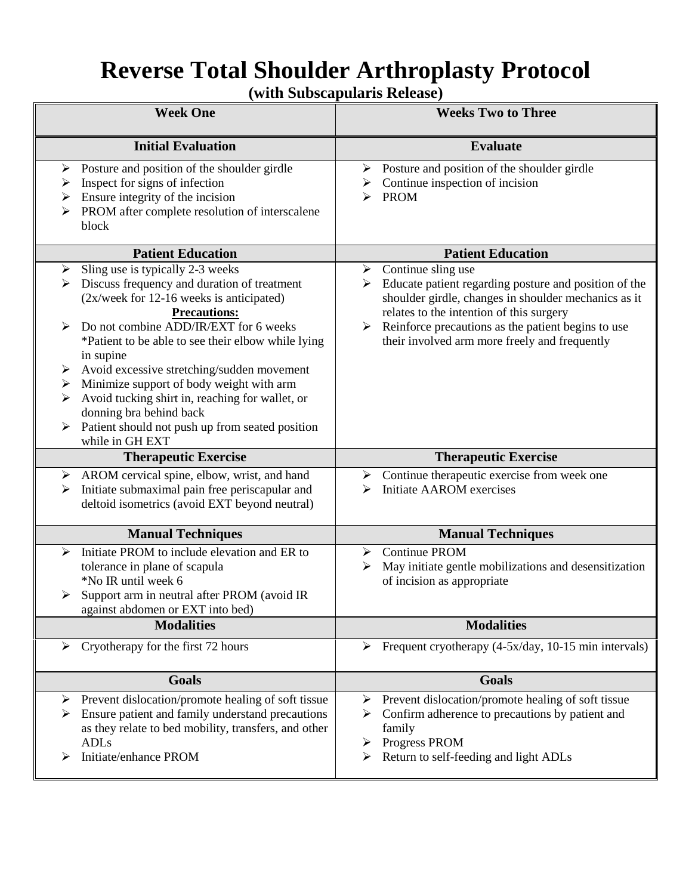# Reverse Total Shoulder Arthroplasty Protocol

**(with Subscapularis Release)**

| Week One | Weeks Two to Three |
| --- | --- |
| **Initial Evaluation** | **Evaluate** |
| ➢ Posture and position of the shoulder girdle<br>➢ Inspect for signs of infection<br>➢ Ensure integrity of the incision<br>➢ PROM after complete resolution of interscalene block | ➢ Posture and position of the shoulder girdle<br>➢ Continue inspection of incision<br>➢ PROM |
| **Patient Education** | **Patient Education** |
| ➢ Sling use is typically 2-3 weeks<br>➢ Discuss frequency and duration of treatment (2x/week for 12-16 weeks is anticipated)<br>**<u>Precautions:</u>**<br>➢ Do not combine ADD/IR/EXT for 6 weeks *Patient to be able to see their elbow while lying in supine<br>➢ Avoid excessive stretching/sudden movement<br>➢ Minimize support of body weight with arm<br>➢ Avoid tucking shirt in, reaching for wallet, or donning bra behind back<br>➢ Patient should not push up from seated position while in GH EXT | ➢ Continue sling use<br>➢ Educate patient regarding posture and position of the shoulder girdle, changes in shoulder mechanics as it relates to the intention of this surgery<br>➢ Reinforce precautions as the patient begins to use their involved arm more freely and frequently |
| **Therapeutic Exercise** | **Therapeutic Exercise** |
| ➢ AROM cervical spine, elbow, wrist, and hand<br>➢ Initiate submaximal pain free periscapular and deltoid isometrics (avoid EXT beyond neutral) | ➢ Continue therapeutic exercise from week one<br>➢ Initiate AAROM exercises |
| **Manual Techniques** | **Manual Techniques** |
| ➢ Initiate PROM to include elevation and ER to tolerance in plane of scapula<br>*No IR until week 6<br>➢ Support arm in neutral after PROM (avoid IR against abdomen or EXT into bed) | ➢ Continue PROM<br>➢ May initiate gentle mobilizations and desensitization of incision as appropriate |
| **Modalities** | **Modalities** |
| ➢ Cryotherapy for the first 72 hours | ➢ Frequent cryotherapy (4-5x/day, 10-15 min intervals) |
| **Goals** | **Goals** |
| ➢ Prevent dislocation/promote healing of soft tissue<br>➢ Ensure patient and family understand precautions as they relate to bed mobility, transfers, and other ADLs<br>➢ Initiate/enhance PROM | ➢ Prevent dislocation/promote healing of soft tissue<br>➢ Confirm adherence to precautions by patient and family<br>➢ Progress PROM<br>➢ Return to self-feeding and light ADLs |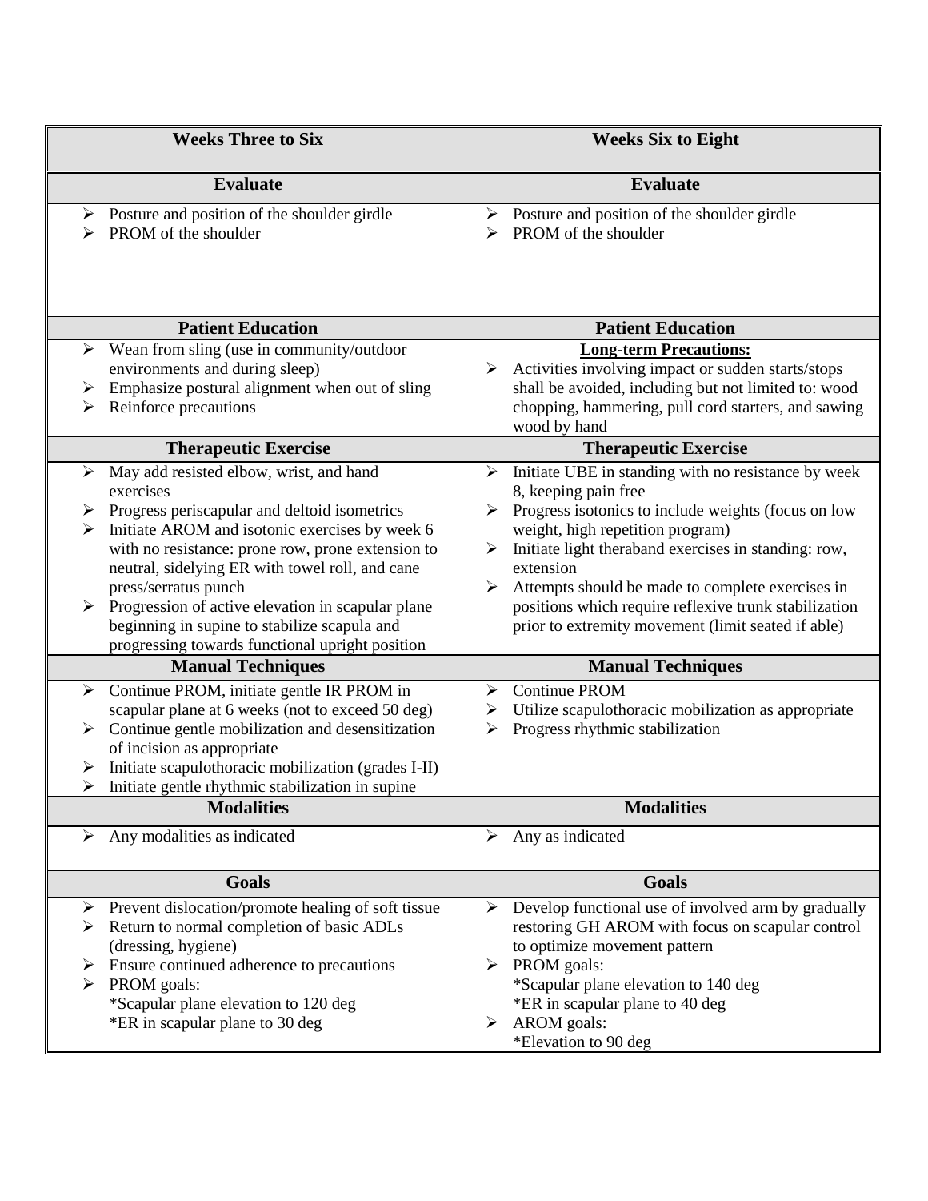| Weeks Three to Six | Weeks Six to Eight |
|---|---|
| **Evaluate** | **Evaluate** |
| ➢ Posture and position of the shoulder girdle<br>➢ PROM of the shoulder | ➢ Posture and position of the shoulder girdle<br>➢ PROM of the shoulder |
| **Patient Education** | **Patient Education** |
| ➢ Wean from sling (use in community/outdoor environments and during sleep)<br>➢ Emphasize postural alignment when out of sling<br>➢ Reinforce precautions | **Long-term Precautions:**<br>➢ Activities involving impact or sudden starts/stops shall be avoided, including but not limited to: wood chopping, hammering, pull cord starters, and sawing wood by hand |
| **Therapeutic Exercise** | **Therapeutic Exercise** |
| ➢ May add resisted elbow, wrist, and hand exercises<br>➢ Progress periscapular and deltoid isometrics<br>➢ Initiate AROM and isotonic exercises by week 6 with no resistance: prone row, prone extension to neutral, sidelying ER with towel roll, and cane press/serratus punch<br>➢ Progression of active elevation in scapular plane beginning in supine to stabilize scapula and progressing towards functional upright position | ➢ Initiate UBE in standing with no resistance by week 8, keeping pain free<br>➢ Progress isotonics to include weights (focus on low weight, high repetition program)<br>➢ Initiate light theraband exercises in standing: row, extension<br>➢ Attempts should be made to complete exercises in positions which require reflexive trunk stabilization prior to extremity movement (limit seated if able) |
| **Manual Techniques** | **Manual Techniques** |
| ➢ Continue PROM, initiate gentle IR PROM in scapular plane at 6 weeks (not to exceed 50 deg)<br>➢ Continue gentle mobilization and desensitization of incision as appropriate<br>➢ Initiate scapulothoracic mobilization (grades I-II)<br>➢ Initiate gentle rhythmic stabilization in supine | ➢ Continue PROM<br>➢ Utilize scapulothoracic mobilization as appropriate<br>➢ Progress rhythmic stabilization |
| **Modalities** | **Modalities** |
| ➢ Any modalities as indicated | ➢ Any as indicated |
| **Goals** | **Goals** |
| ➢ Prevent dislocation/promote healing of soft tissue<br>➢ Return to normal completion of basic ADLs (dressing, hygiene)<br>➢ Ensure continued adherence to precautions<br>➢ PROM goals:<br>*Scapular plane elevation to 120 deg<br>*ER in scapular plane to 30 deg | ➢ Develop functional use of involved arm by gradually restoring GH AROM with focus on scapular control to optimize movement pattern<br>➢ PROM goals:<br>*Scapular plane elevation to 140 deg<br>*ER in scapular plane to 40 deg<br>➢ AROM goals:<br>*Elevation to 90 deg |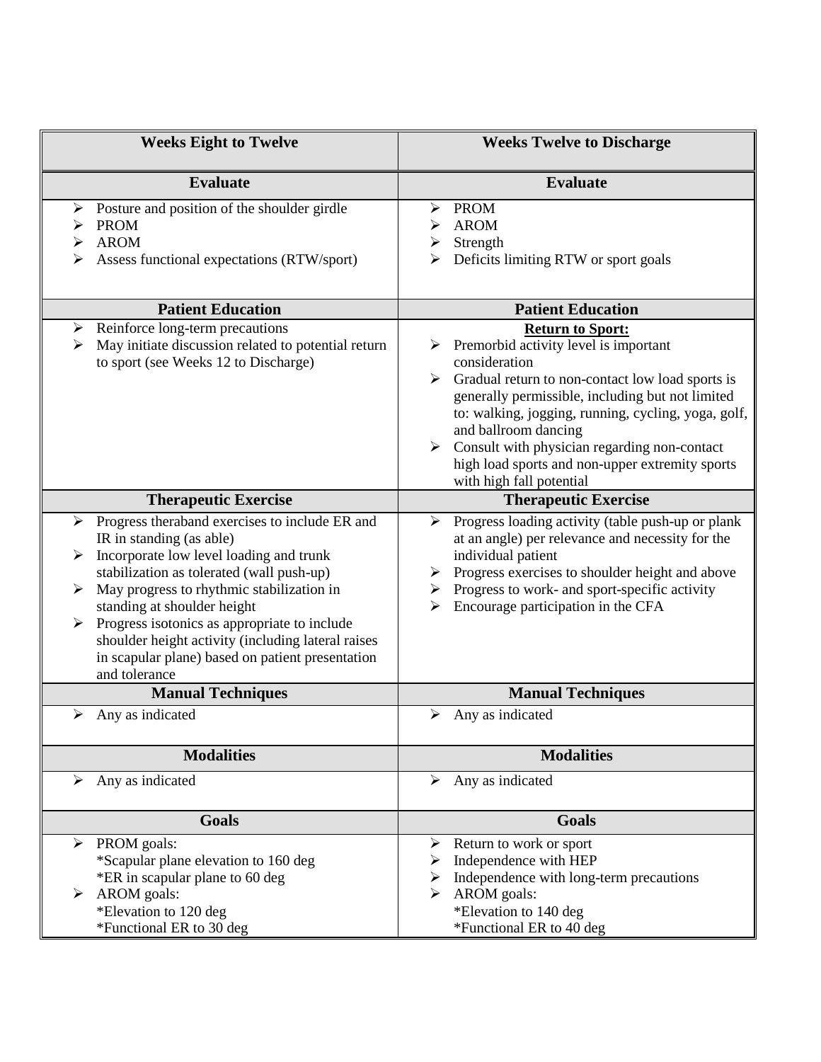| Weeks Eight to Twelve | Weeks Twelve to Discharge |
|---|---|
| **Evaluate** | **Evaluate** |
| ➢ Posture and position of the shoulder girdle<br>➢ PROM<br>➢ AROM<br>➢ Assess functional expectations (RTW/sport) | ➢ PROM<br>➢ AROM<br>➢ Strength<br>➢ Deficits limiting RTW or sport goals |
| **Patient Education** | **Patient Education** |
| ➢ Reinforce long-term precautions<br>➢ May initiate discussion related to potential return to sport (see Weeks 12 to Discharge) | **Return to Sport:**<br>➢ Premorbid activity level is important consideration<br>➢ Gradual return to non-contact low load sports is generally permissible, including but not limited to: walking, jogging, running, cycling, yoga, golf, and ballroom dancing<br>➢ Consult with physician regarding non-contact high load sports and non-upper extremity sports with high fall potential |
| **Therapeutic Exercise** | **Therapeutic Exercise** |
| ➢ Progress theraband exercises to include ER and IR in standing (as able)<br>➢ Incorporate low level loading and trunk stabilization as tolerated (wall push-up)<br>➢ May progress to rhythmic stabilization in standing at shoulder height<br>➢ Progress isotonics as appropriate to include shoulder height activity (including lateral raises in scapular plane) based on patient presentation and tolerance | ➢ Progress loading activity (table push-up or plank at an angle) per relevance and necessity for the individual patient<br>➢ Progress exercises to shoulder height and above<br>➢ Progress to work- and sport-specific activity<br>➢ Encourage participation in the CFA |
| **Manual Techniques** | **Manual Techniques** |
| ➢ Any as indicated | ➢ Any as indicated |
| **Modalities** | **Modalities** |
| ➢ Any as indicated | ➢ Any as indicated |
| **Goals** | **Goals** |
| ➢ PROM goals:<br>*Scapular plane elevation to 160 deg<br>*ER in scapular plane to 60 deg<br>➢ AROM goals:<br>*Elevation to 120 deg<br>*Functional ER to 30 deg | ➢ Return to work or sport<br>➢ Independence with HEP<br>➢ Independence with long-term precautions<br>➢ AROM goals:<br>*Elevation to 140 deg<br>*Functional ER to 40 deg |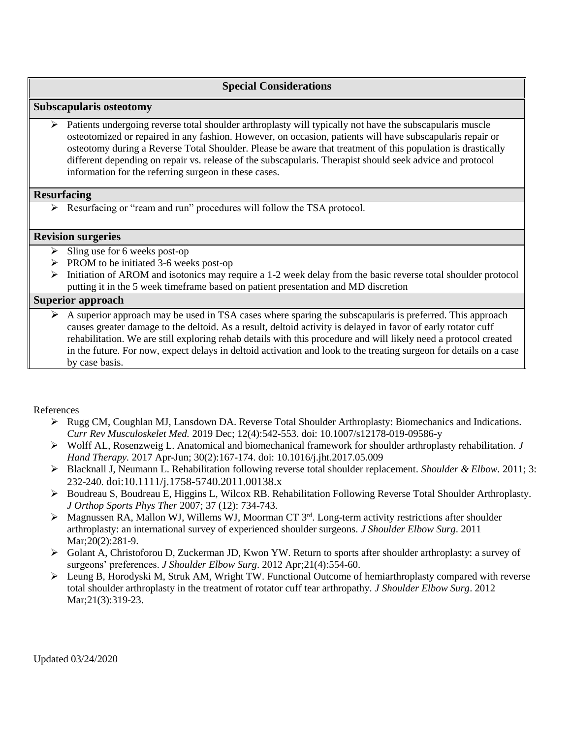## Special Considerations

### Subscapularis osteotomy

- Patients undergoing reverse total shoulder arthroplasty will typically not have the subscapularis muscle osteotomized or repaired in any fashion. However, on occasion, patients will have subscapularis repair or osteotomy during a Reverse Total Shoulder. Please be aware that treatment of this population is drastically different depending on repair vs. release of the subscapularis. Therapist should seek advice and protocol information for the referring surgeon in these cases.

### Resurfacing

- Resurfacing or "ream and run" procedures will follow the TSA protocol.

### Revision surgeries

- Sling use for 6 weeks post-op
- PROM to be initiated 3-6 weeks post-op
- Initiation of AROM and isotonics may require a 1-2 week delay from the basic reverse total shoulder protocol putting it in the 5 week timeframe based on patient presentation and MD discretion

### Superior approach

- A superior approach may be used in TSA cases where sparing the subscapularis is preferred. This approach causes greater damage to the deltoid. As a result, deltoid activity is delayed in favor of early rotator cuff rehabilitation. We are still exploring rehab details with this procedure and will likely need a protocol created in the future. For now, expect delays in deltoid activation and look to the treating surgeon for details on a case by case basis.

References

- Rugg CM, Coughlan MJ, Lansdown DA. Reverse Total Shoulder Arthroplasty: Biomechanics and Indications. *Curr Rev Musculoskelet Med.* 2019 Dec; 12(4):542-553. doi: 10.1007/s12178-019-09586-y
- Wolff AL, Rosenzweig L. Anatomical and biomechanical framework for shoulder arthroplasty rehabilitation. *J Hand Therapy.* 2017 Apr-Jun; 30(2):167-174. doi: 10.1016/j.jht.2017.05.009
- Blacknall J, Neumann L. Rehabilitation following reverse total shoulder replacement. *Shoulder & Elbow.* 2011; 3: 232-240. doi:10.1111/j.1758-5740.2011.00138.x
- Boudreau S, Boudreau E, Higgins L, Wilcox RB. Rehabilitation Following Reverse Total Shoulder Arthroplasty. *J Orthop Sports Phys Ther* 2007; 37 (12): 734-743.
- Magnussen RA, Mallon WJ, Willems WJ, Moorman CT 3rd. Long-term activity restrictions after shoulder arthroplasty: an international survey of experienced shoulder surgeons. *J Shoulder Elbow Surg*. 2011 Mar;20(2):281-9.
- Golant A, Christoforou D, Zuckerman JD, Kwon YW. Return to sports after shoulder arthroplasty: a survey of surgeons' preferences. *J Shoulder Elbow Surg*. 2012 Apr;21(4):554-60.
- Leung B, Horodyski M, Struk AM, Wright TW. Functional Outcome of hemiarthroplasty compared with reverse total shoulder arthroplasty in the treatment of rotator cuff tear arthropathy. *J Shoulder Elbow Surg*. 2012 Mar;21(3):319-23.

Updated 03/24/2020